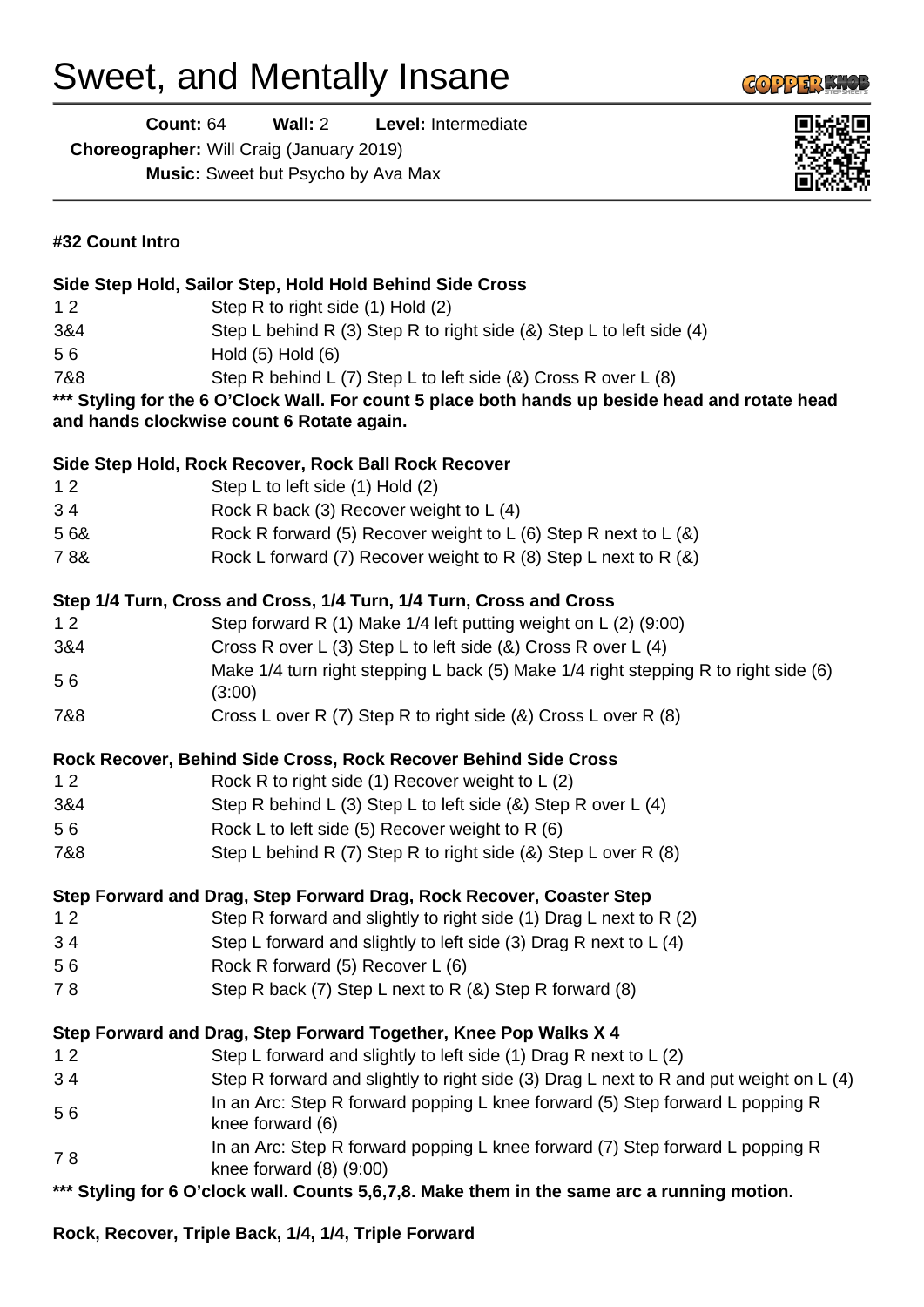# Sweet, and Mentally Insane

**Count:** 64 **Wall:** 2 **Level:** Intermediate

**Choreographer:** Will Craig (January 2019)

**Music:** Sweet but Psycho by Ava Max

**#32 Count Intro**

**Side Step Hold, Sailor Step, Hold Hold Behind Side Cross**

| | |
|---|---|
| 1 2 | Step R to right side (1) Hold (2) |
| 3&4 | Step L behind R (3) Step R to right side (&) Step L to left side (4) |
| 5 6 | Hold (5) Hold (6) |
| 7&8 | Step R behind L (7) Step L to left side (&) Cross R over L (8) |

**\*\*\* Styling for the 6 O'Clock Wall. For count 5 place both hands up beside head and rotate head and hands clockwise count 6 Rotate again.**

**Side Step Hold, Rock Recover, Rock Ball Rock Recover**

| | |
|---|---|
| 1 2 | Step L to left side (1) Hold (2) |
| 3 4 | Rock R back (3) Recover weight to L (4) |
| 5 6& | Rock R forward (5) Recover weight to L (6) Step R next to L (&) |
| 7 8& | Rock L forward (7) Recover weight to R (8) Step L next to R (&) |

**Step 1/4 Turn, Cross and Cross, 1/4 Turn, 1/4 Turn, Cross and Cross**

| | |
|---|---|
| 1 2 | Step forward R (1) Make 1/4 left putting weight on L (2) (9:00) |
| 3&4 | Cross R over L (3) Step L to left side (&) Cross R over L (4) |
| 5 6 | Make 1/4 turn right stepping L back (5) Make 1/4 right stepping R to right side (6) (3:00) |
| 7&8 | Cross L over R (7) Step R to right side (&) Cross L over R (8) |

**Rock Recover, Behind Side Cross, Rock Recover Behind Side Cross**

| | |
|---|---|
| 1 2 | Rock R to right side (1) Recover weight to L (2) |
| 3&4 | Step R behind L (3) Step L to left side (&) Step R over L (4) |
| 5 6 | Rock L to left side (5) Recover weight to R (6) |
| 7&8 | Step L behind R (7) Step R to right side (&) Step L over R (8) |

**Step Forward and Drag, Step Forward Drag, Rock Recover, Coaster Step**

| | |
|---|---|
| 1 2 | Step R forward and slightly to right side (1) Drag L next to R (2) |
| 3 4 | Step L forward and slightly to left side (3) Drag R next to L (4) |
| 5 6 | Rock R forward (5) Recover L (6) |
| 7 8 | Step R back (7) Step L next to R (&) Step R forward (8) |

**Step Forward and Drag, Step Forward Together, Knee Pop Walks X 4**

| | |
|---|---|
| 1 2 | Step L forward and slightly to left side (1) Drag R next to L (2) |
| 3 4 | Step R forward and slightly to right side (3) Drag L next to R and put weight on L (4) |
| 5 6 | In an Arc: Step R forward popping L knee forward (5) Step forward L popping R knee forward (6) |
| 7 8 | In an Arc: Step R forward popping L knee forward (7) Step forward L popping R knee forward (8) (9:00) |

**\*\*\* Styling for 6 O'clock wall. Counts 5,6,7,8. Make them in the same arc a running motion.**

**Rock, Recover, Triple Back, 1/4, 1/4, Triple Forward**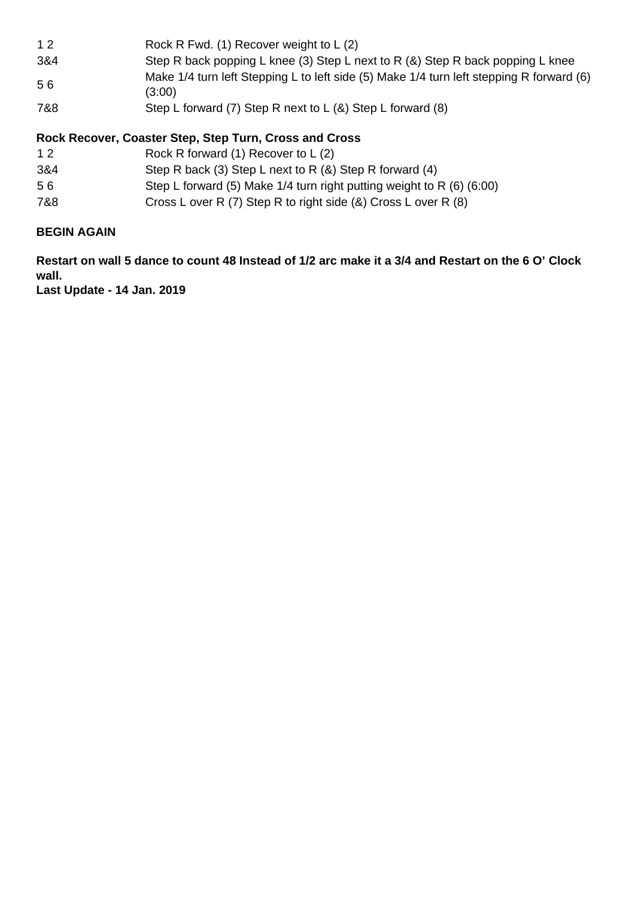| | |
|---|---|
| 1 2 | Rock R Fwd. (1) Recover weight to L (2) |
| 3&4 | Step R back popping L knee (3) Step L next to R (&) Step R back popping L knee |
| 5 6 | Make 1/4 turn left Stepping L to left side (5) Make 1/4 turn left stepping R forward (6) (3:00) |
| 7&8 | Step L forward (7) Step R next to L (&) Step L forward (8) |

**Rock Recover, Coaster Step, Step Turn, Cross and Cross**

| | |
|---|---|
| 1 2 | Rock R forward (1) Recover to L (2) |
| 3&4 | Step R back (3) Step L next to R (&) Step R forward (4) |
| 5 6 | Step L forward (5) Make 1/4 turn right putting weight to R (6) (6:00) |
| 7&8 | Cross L over R (7) Step R to right side (&) Cross L over R (8) |

**BEGIN AGAIN**

**Restart on wall 5 dance to count 48 Instead of 1/2 arc make it a 3/4 and Restart on the 6 O' Clock wall.**
**Last Update - 14 Jan. 2019**